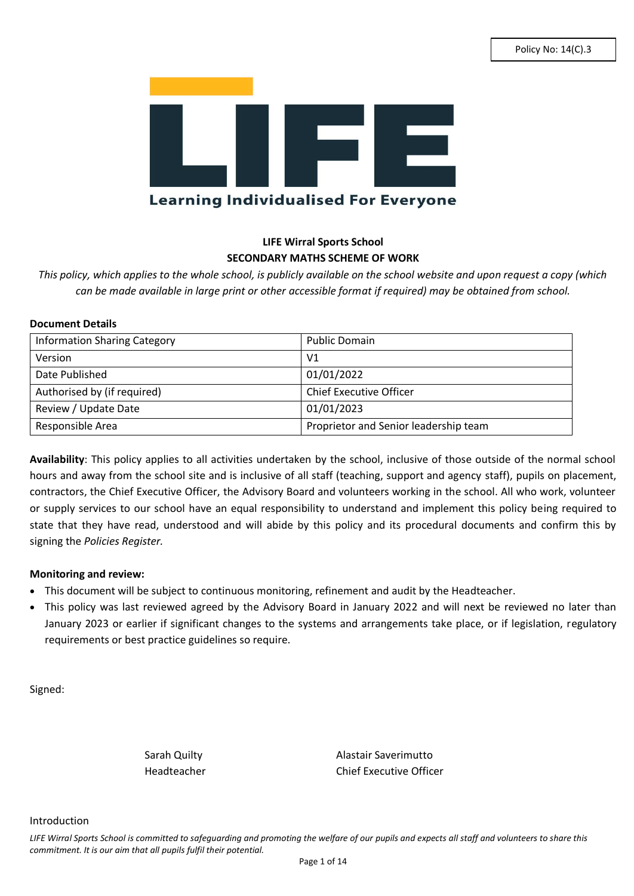Policy No: 14(C).3

LIFE

Learning Individualised For Everyone

**LIFE Wirral Sports School**

**SECONDARY MATHS SCHEME OF WORK**

*This policy, which applies to the whole school, is publicly available on the school website and upon request a copy (which can be made available in large print or other accessible format if required) may be obtained from school.*

**Document Details**

| Information Sharing Category | Public Domain |
|---|---|
| Version | V1 |
| Date Published | 01/01/2022 |
| Authorised by (if required) | Chief Executive Officer |
| Review / Update Date | 01/01/2023 |
| Responsible Area | Proprietor and Senior leadership team |

**Availability**: This policy applies to all activities undertaken by the school, inclusive of those outside of the normal school hours and away from the school site and is inclusive of all staff (teaching, support and agency staff), pupils on placement, contractors, the Chief Executive Officer, the Advisory Board and volunteers working in the school. All who work, volunteer or supply services to our school have an equal responsibility to understand and implement this policy being required to state that they have read, understood and will abide by this policy and its procedural documents and confirm this by signing the *Policies Register.*

**Monitoring and review:**

- This document will be subject to continuous monitoring, refinement and audit by the Headteacher.
- This policy was last reviewed agreed by the Advisory Board in January 2022 and will next be reviewed no later than January 2023 or earlier if significant changes to the systems and arrangements take place, or if legislation, regulatory requirements or best practice guidelines so require.

Signed:

Sarah Quilty
Headteacher

Alastair Saverimutto
Chief Executive Officer

Introduction

*LIFE Wirral Sports School is committed to safeguarding and promoting the welfare of our pupils and expects all staff and volunteers to share this commitment. It is our aim that all pupils fulfil their potential.*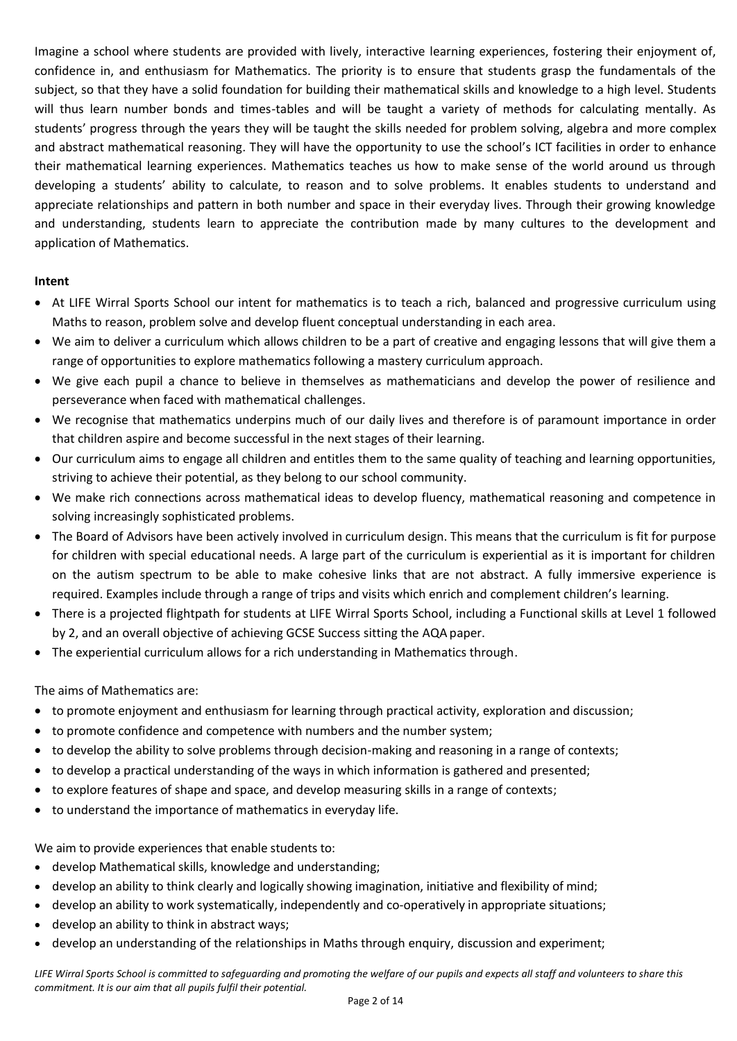Imagine a school where students are provided with lively, interactive learning experiences, fostering their enjoyment of, confidence in, and enthusiasm for Mathematics. The priority is to ensure that students grasp the fundamentals of the subject, so that they have a solid foundation for building their mathematical skills and knowledge to a high level. Students will thus learn number bonds and times-tables and will be taught a variety of methods for calculating mentally. As students' progress through the years they will be taught the skills needed for problem solving, algebra and more complex and abstract mathematical reasoning. They will have the opportunity to use the school's ICT facilities in order to enhance their mathematical learning experiences. Mathematics teaches us how to make sense of the world around us through developing a students' ability to calculate, to reason and to solve problems. It enables students to understand and appreciate relationships and pattern in both number and space in their everyday lives. Through their growing knowledge and understanding, students learn to appreciate the contribution made by many cultures to the development and application of Mathematics.

**Intent**

- At LIFE Wirral Sports School our intent for mathematics is to teach a rich, balanced and progressive curriculum using Maths to reason, problem solve and develop fluent conceptual understanding in each area.
- We aim to deliver a curriculum which allows children to be a part of creative and engaging lessons that will give them a range of opportunities to explore mathematics following a mastery curriculum approach.
- We give each pupil a chance to believe in themselves as mathematicians and develop the power of resilience and perseverance when faced with mathematical challenges.
- We recognise that mathematics underpins much of our daily lives and therefore is of paramount importance in order that children aspire and become successful in the next stages of their learning.
- Our curriculum aims to engage all children and entitles them to the same quality of teaching and learning opportunities, striving to achieve their potential, as they belong to our school community.
- We make rich connections across mathematical ideas to develop fluency, mathematical reasoning and competence in solving increasingly sophisticated problems.
- The Board of Advisors have been actively involved in curriculum design. This means that the curriculum is fit for purpose for children with special educational needs. A large part of the curriculum is experiential as it is important for children on the autism spectrum to be able to make cohesive links that are not abstract. A fully immersive experience is required. Examples include through a range of trips and visits which enrich and complement children's learning.
- There is a projected flightpath for students at LIFE Wirral Sports School, including a Functional skills at Level 1 followed by 2, and an overall objective of achieving GCSE Success sitting the AQA paper.
- The experiential curriculum allows for a rich understanding in Mathematics through.

The aims of Mathematics are:

- to promote enjoyment and enthusiasm for learning through practical activity, exploration and discussion;
- to promote confidence and competence with numbers and the number system;
- to develop the ability to solve problems through decision-making and reasoning in a range of contexts;
- to develop a practical understanding of the ways in which information is gathered and presented;
- to explore features of shape and space, and develop measuring skills in a range of contexts;
- to understand the importance of mathematics in everyday life.

We aim to provide experiences that enable students to:

- develop Mathematical skills, knowledge and understanding;
- develop an ability to think clearly and logically showing imagination, initiative and flexibility of mind;
- develop an ability to work systematically, independently and co-operatively in appropriate situations;
- develop an ability to think in abstract ways;
- develop an understanding of the relationships in Maths through enquiry, discussion and experiment;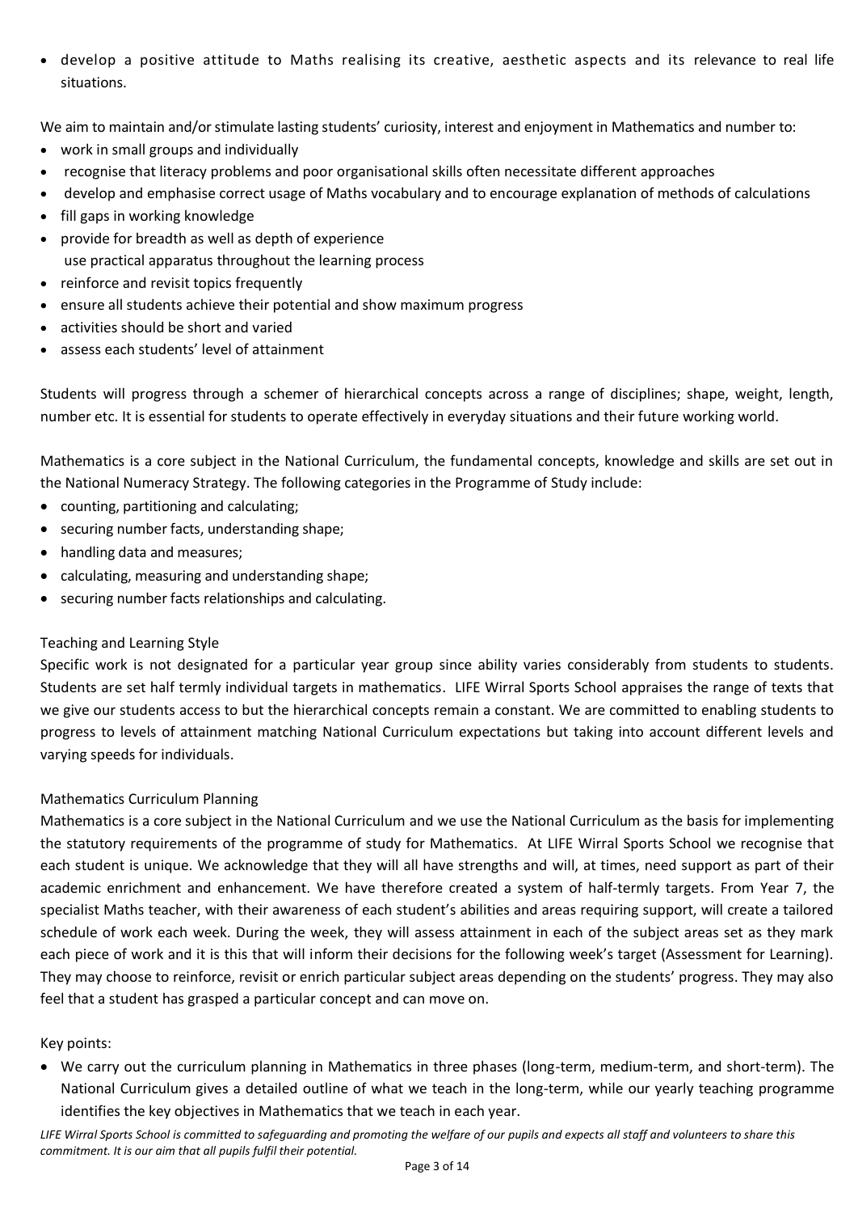- develop a positive attitude to Maths realising its creative, aesthetic aspects and its relevance to real life situations.

We aim to maintain and/or stimulate lasting students' curiosity, interest and enjoyment in Mathematics and number to:

- work in small groups and individually
- recognise that literacy problems and poor organisational skills often necessitate different approaches
- develop and emphasise correct usage of Maths vocabulary and to encourage explanation of methods of calculations
- fill gaps in working knowledge
- provide for breadth as well as depth of experience
  use practical apparatus throughout the learning process
- reinforce and revisit topics frequently
- ensure all students achieve their potential and show maximum progress
- activities should be short and varied
- assess each students' level of attainment

Students will progress through a schemer of hierarchical concepts across a range of disciplines; shape, weight, length, number etc. It is essential for students to operate effectively in everyday situations and their future working world.

Mathematics is a core subject in the National Curriculum, the fundamental concepts, knowledge and skills are set out in the National Numeracy Strategy. The following categories in the Programme of Study include:

- counting, partitioning and calculating;
- securing number facts, understanding shape;
- handling data and measures;
- calculating, measuring and understanding shape;
- securing number facts relationships and calculating.

## Teaching and Learning Style

Specific work is not designated for a particular year group since ability varies considerably from students to students. Students are set half termly individual targets in mathematics. LIFE Wirral Sports School appraises the range of texts that we give our students access to but the hierarchical concepts remain a constant. We are committed to enabling students to progress to levels of attainment matching National Curriculum expectations but taking into account different levels and varying speeds for individuals.

## Mathematics Curriculum Planning

Mathematics is a core subject in the National Curriculum and we use the National Curriculum as the basis for implementing the statutory requirements of the programme of study for Mathematics. At LIFE Wirral Sports School we recognise that each student is unique. We acknowledge that they will all have strengths and will, at times, need support as part of their academic enrichment and enhancement. We have therefore created a system of half-termly targets. From Year 7, the specialist Maths teacher, with their awareness of each student's abilities and areas requiring support, will create a tailored schedule of work each week. During the week, they will assess attainment in each of the subject areas set as they mark each piece of work and it is this that will inform their decisions for the following week's target (Assessment for Learning). They may choose to reinforce, revisit or enrich particular subject areas depending on the students' progress. They may also feel that a student has grasped a particular concept and can move on.

Key points:

- We carry out the curriculum planning in Mathematics in three phases (long-term, medium-term, and short-term). The National Curriculum gives a detailed outline of what we teach in the long-term, while our yearly teaching programme identifies the key objectives in Mathematics that we teach in each year.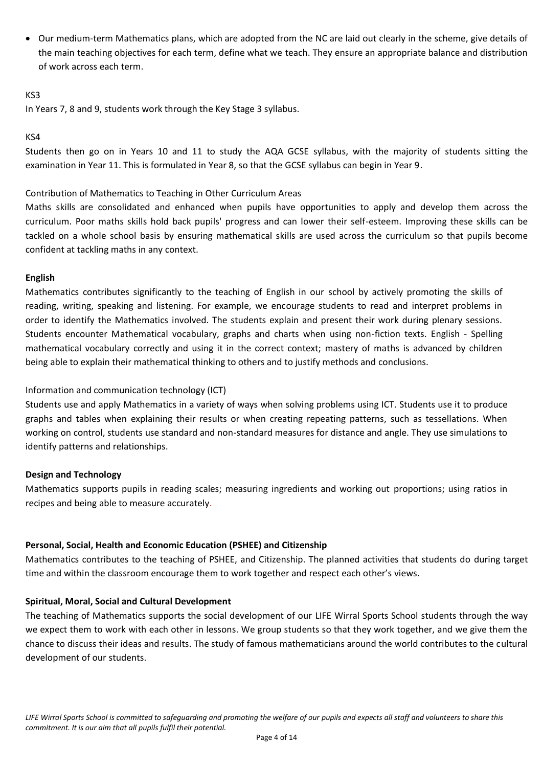- Our medium-term Mathematics plans, which are adopted from the NC are laid out clearly in the scheme, give details of the main teaching objectives for each term, define what we teach. They ensure an appropriate balance and distribution of work across each term.

KS3

In Years 7, 8 and 9, students work through the Key Stage 3 syllabus.

KS4

Students then go on in Years 10 and 11 to study the AQA GCSE syllabus, with the majority of students sitting the examination in Year 11. This is formulated in Year 8, so that the GCSE syllabus can begin in Year 9.

Contribution of Mathematics to Teaching in Other Curriculum Areas

Maths skills are consolidated and enhanced when pupils have opportunities to apply and develop them across the curriculum. Poor maths skills hold back pupils' progress and can lower their self-esteem. Improving these skills can be tackled on a whole school basis by ensuring mathematical skills are used across the curriculum so that pupils become confident at tackling maths in any context.

**English**

Mathematics contributes significantly to the teaching of English in our school by actively promoting the skills of reading, writing, speaking and listening. For example, we encourage students to read and interpret problems in order to identify the Mathematics involved. The students explain and present their work during plenary sessions. Students encounter Mathematical vocabulary, graphs and charts when using non-fiction texts. English - Spelling mathematical vocabulary correctly and using it in the correct context; mastery of maths is advanced by children being able to explain their mathematical thinking to others and to justify methods and conclusions.

Information and communication technology (ICT)

Students use and apply Mathematics in a variety of ways when solving problems using ICT. Students use it to produce graphs and tables when explaining their results or when creating repeating patterns, such as tessellations. When working on control, students use standard and non-standard measures for distance and angle. They use simulations to identify patterns and relationships.

**Design and Technology**

Mathematics supports pupils in reading scales; measuring ingredients and working out proportions; using ratios in recipes and being able to measure accurately.

**Personal, Social, Health and Economic Education (PSHEE) and Citizenship**

Mathematics contributes to the teaching of PSHEE, and Citizenship. The planned activities that students do during target time and within the classroom encourage them to work together and respect each other's views.

**Spiritual, Moral, Social and Cultural Development**

The teaching of Mathematics supports the social development of our LIFE Wirral Sports School students through the way we expect them to work with each other in lessons. We group students so that they work together, and we give them the chance to discuss their ideas and results. The study of famous mathematicians around the world contributes to the cultural development of our students.

*LIFE Wirral Sports School is committed to safeguarding and promoting the welfare of our pupils and expects all staff and volunteers to share this commitment. It is our aim that all pupils fulfil their potential.*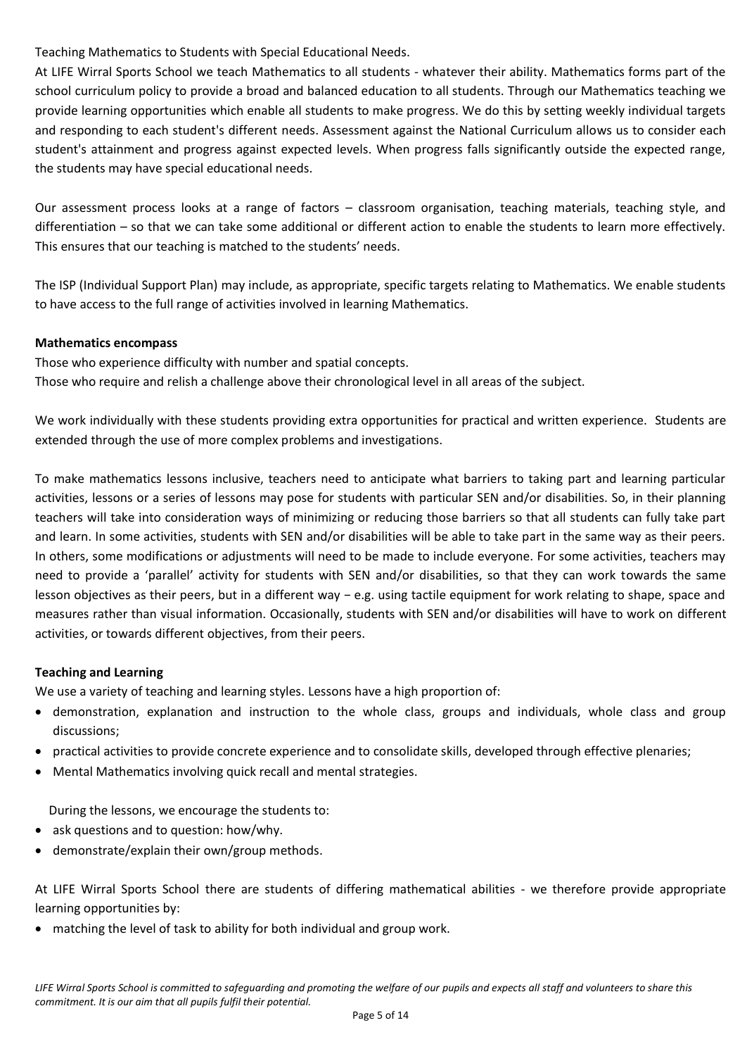Teaching Mathematics to Students with Special Educational Needs.

At LIFE Wirral Sports School we teach Mathematics to all students - whatever their ability. Mathematics forms part of the school curriculum policy to provide a broad and balanced education to all students. Through our Mathematics teaching we provide learning opportunities which enable all students to make progress. We do this by setting weekly individual targets and responding to each student's different needs. Assessment against the National Curriculum allows us to consider each student's attainment and progress against expected levels. When progress falls significantly outside the expected range, the students may have special educational needs.

Our assessment process looks at a range of factors – classroom organisation, teaching materials, teaching style, and differentiation – so that we can take some additional or different action to enable the students to learn more effectively. This ensures that our teaching is matched to the students' needs.

The ISP (Individual Support Plan) may include, as appropriate, specific targets relating to Mathematics. We enable students to have access to the full range of activities involved in learning Mathematics.

**Mathematics encompass**

Those who experience difficulty with number and spatial concepts.

Those who require and relish a challenge above their chronological level in all areas of the subject.

We work individually with these students providing extra opportunities for practical and written experience. Students are extended through the use of more complex problems and investigations.

To make mathematics lessons inclusive, teachers need to anticipate what barriers to taking part and learning particular activities, lessons or a series of lessons may pose for students with particular SEN and/or disabilities. So, in their planning teachers will take into consideration ways of minimizing or reducing those barriers so that all students can fully take part and learn. In some activities, students with SEN and/or disabilities will be able to take part in the same way as their peers. In others, some modifications or adjustments will need to be made to include everyone. For some activities, teachers may need to provide a 'parallel' activity for students with SEN and/or disabilities, so that they can work towards the same lesson objectives as their peers, but in a different way – e.g. using tactile equipment for work relating to shape, space and measures rather than visual information. Occasionally, students with SEN and/or disabilities will have to work on different activities, or towards different objectives, from their peers.

**Teaching and Learning**

We use a variety of teaching and learning styles. Lessons have a high proportion of:

- demonstration, explanation and instruction to the whole class, groups and individuals, whole class and group discussions;
- practical activities to provide concrete experience and to consolidate skills, developed through effective plenaries;
- Mental Mathematics involving quick recall and mental strategies.

During the lessons, we encourage the students to:

- ask questions and to question: how/why.
- demonstrate/explain their own/group methods.

At LIFE Wirral Sports School there are students of differing mathematical abilities - we therefore provide appropriate learning opportunities by:

- matching the level of task to ability for both individual and group work.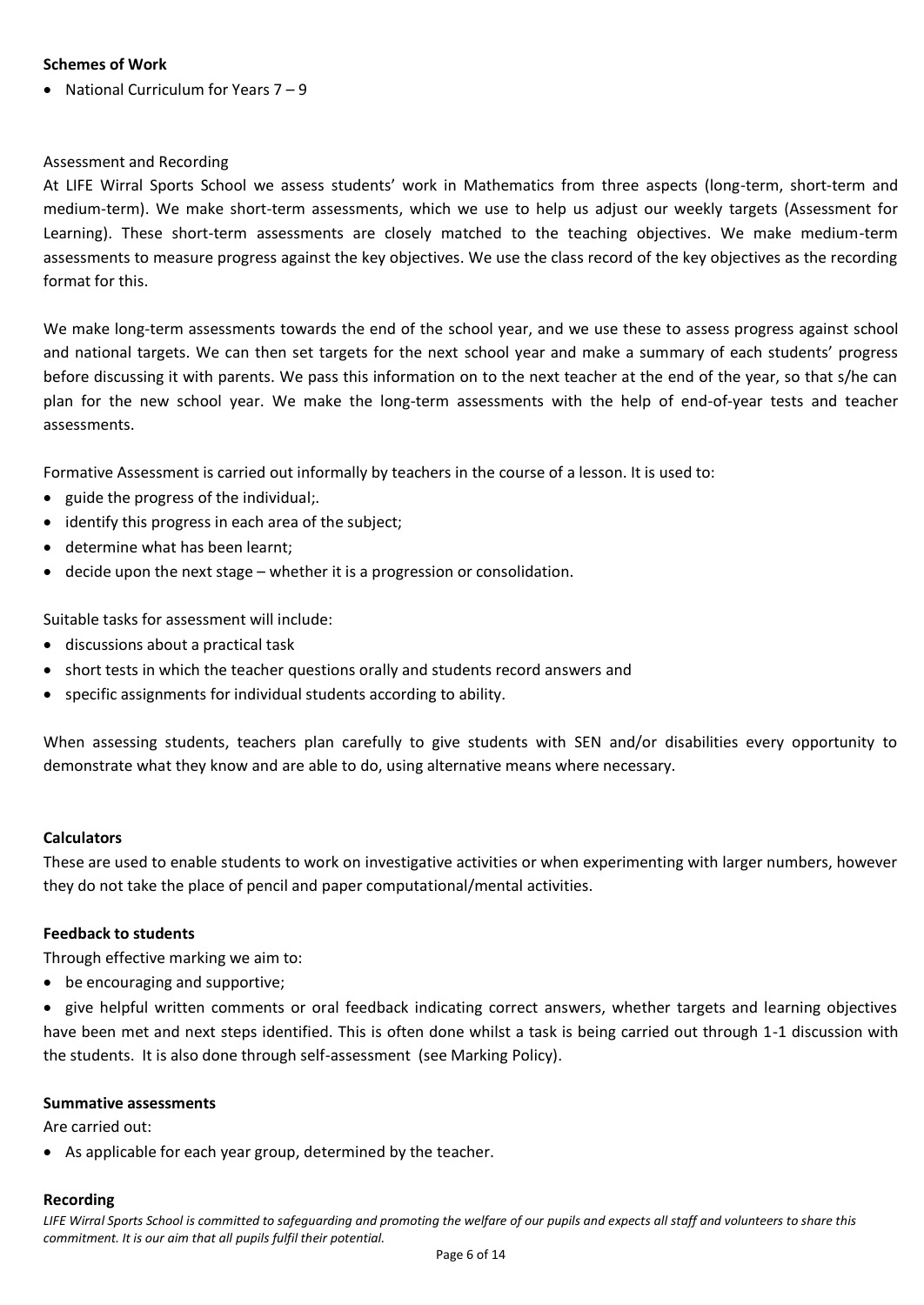**Schemes of Work**

- National Curriculum for Years 7 – 9

Assessment and Recording

At LIFE Wirral Sports School we assess students' work in Mathematics from three aspects (long-term, short-term and medium-term). We make short-term assessments, which we use to help us adjust our weekly targets (Assessment for Learning). These short-term assessments are closely matched to the teaching objectives. We make medium-term assessments to measure progress against the key objectives. We use the class record of the key objectives as the recording format for this.

We make long-term assessments towards the end of the school year, and we use these to assess progress against school and national targets. We can then set targets for the next school year and make a summary of each students' progress before discussing it with parents. We pass this information on to the next teacher at the end of the year, so that s/he can plan for the new school year. We make the long-term assessments with the help of end-of-year tests and teacher assessments.

Formative Assessment is carried out informally by teachers in the course of a lesson. It is used to:

- guide the progress of the individual;.
- identify this progress in each area of the subject;
- determine what has been learnt;
- decide upon the next stage – whether it is a progression or consolidation.

Suitable tasks for assessment will include:

- discussions about a practical task
- short tests in which the teacher questions orally and students record answers and
- specific assignments for individual students according to ability.

When assessing students, teachers plan carefully to give students with SEN and/or disabilities every opportunity to demonstrate what they know and are able to do, using alternative means where necessary.

**Calculators**

These are used to enable students to work on investigative activities or when experimenting with larger numbers, however they do not take the place of pencil and paper computational/mental activities.

**Feedback to students**

Through effective marking we aim to:

- be encouraging and supportive;
- give helpful written comments or oral feedback indicating correct answers, whether targets and learning objectives have been met and next steps identified. This is often done whilst a task is being carried out through 1-1 discussion with the students. It is also done through self-assessment (see Marking Policy).

**Summative assessments**

Are carried out:

- As applicable for each year group, determined by the teacher.

**Recording**

*LIFE Wirral Sports School is committed to safeguarding and promoting the welfare of our pupils and expects all staff and volunteers to share this commitment. It is our aim that all pupils fulfil their potential.*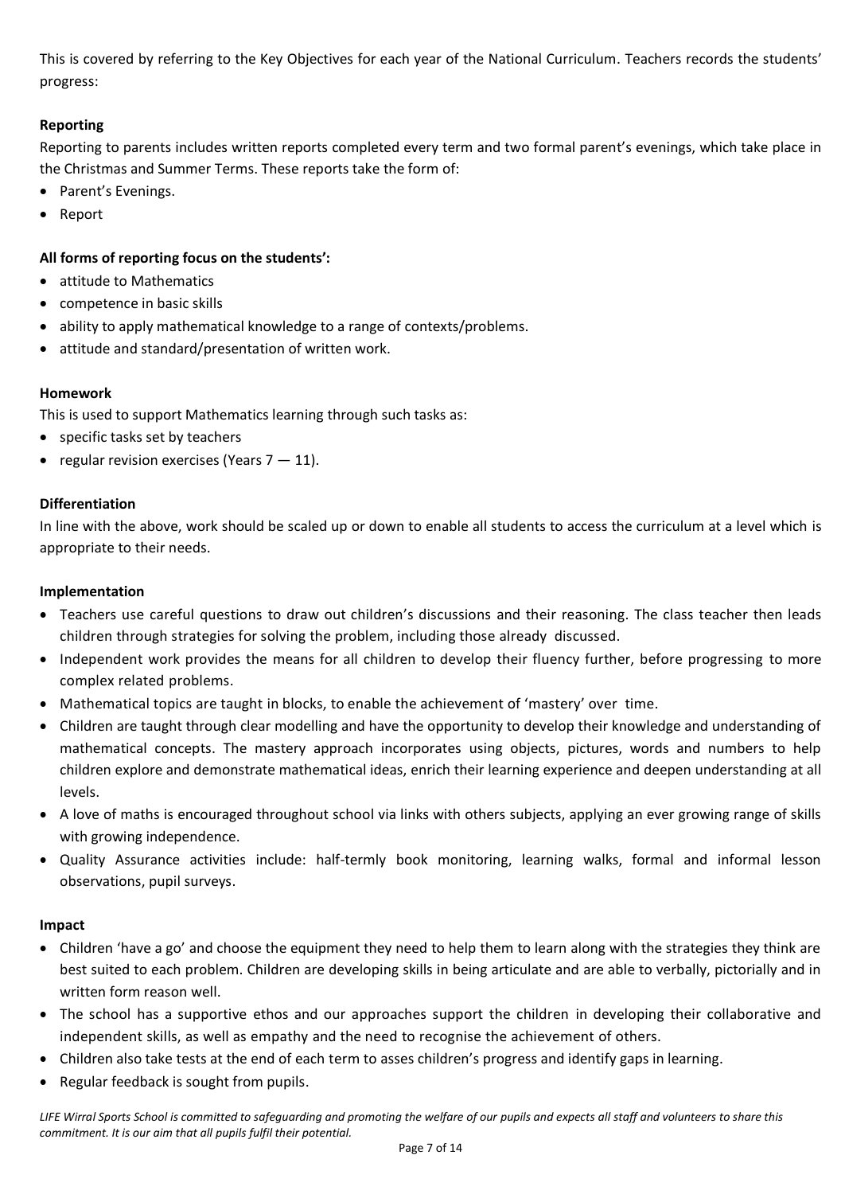This is covered by referring to the Key Objectives for each year of the National Curriculum. Teachers records the students' progress:

**Reporting**

Reporting to parents includes written reports completed every term and two formal parent's evenings, which take place in the Christmas and Summer Terms. These reports take the form of:

- Parent's Evenings.
- Report

**All forms of reporting focus on the students':**

- attitude to Mathematics
- competence in basic skills
- ability to apply mathematical knowledge to a range of contexts/problems.
- attitude and standard/presentation of written work.

**Homework**

This is used to support Mathematics learning through such tasks as:

- specific tasks set by teachers
- regular revision exercises (Years 7 — 11).

**Differentiation**

In line with the above, work should be scaled up or down to enable all students to access the curriculum at a level which is appropriate to their needs.

**Implementation**

- Teachers use careful questions to draw out children's discussions and their reasoning. The class teacher then leads children through strategies for solving the problem, including those already discussed.
- Independent work provides the means for all children to develop their fluency further, before progressing to more complex related problems.
- Mathematical topics are taught in blocks, to enable the achievement of 'mastery' over time.
- Children are taught through clear modelling and have the opportunity to develop their knowledge and understanding of mathematical concepts. The mastery approach incorporates using objects, pictures, words and numbers to help children explore and demonstrate mathematical ideas, enrich their learning experience and deepen understanding at all levels.
- A love of maths is encouraged throughout school via links with others subjects, applying an ever growing range of skills with growing independence.
- Quality Assurance activities include: half-termly book monitoring, learning walks, formal and informal lesson observations, pupil surveys.

**Impact**

- Children 'have a go' and choose the equipment they need to help them to learn along with the strategies they think are best suited to each problem. Children are developing skills in being articulate and are able to verbally, pictorially and in written form reason well.
- The school has a supportive ethos and our approaches support the children in developing their collaborative and independent skills, as well as empathy and the need to recognise the achievement of others.
- Children also take tests at the end of each term to asses children's progress and identify gaps in learning.
- Regular feedback is sought from pupils.

*LIFE Wirral Sports School is committed to safeguarding and promoting the welfare of our pupils and expects all staff and volunteers to share this commitment. It is our aim that all pupils fulfil their potential.*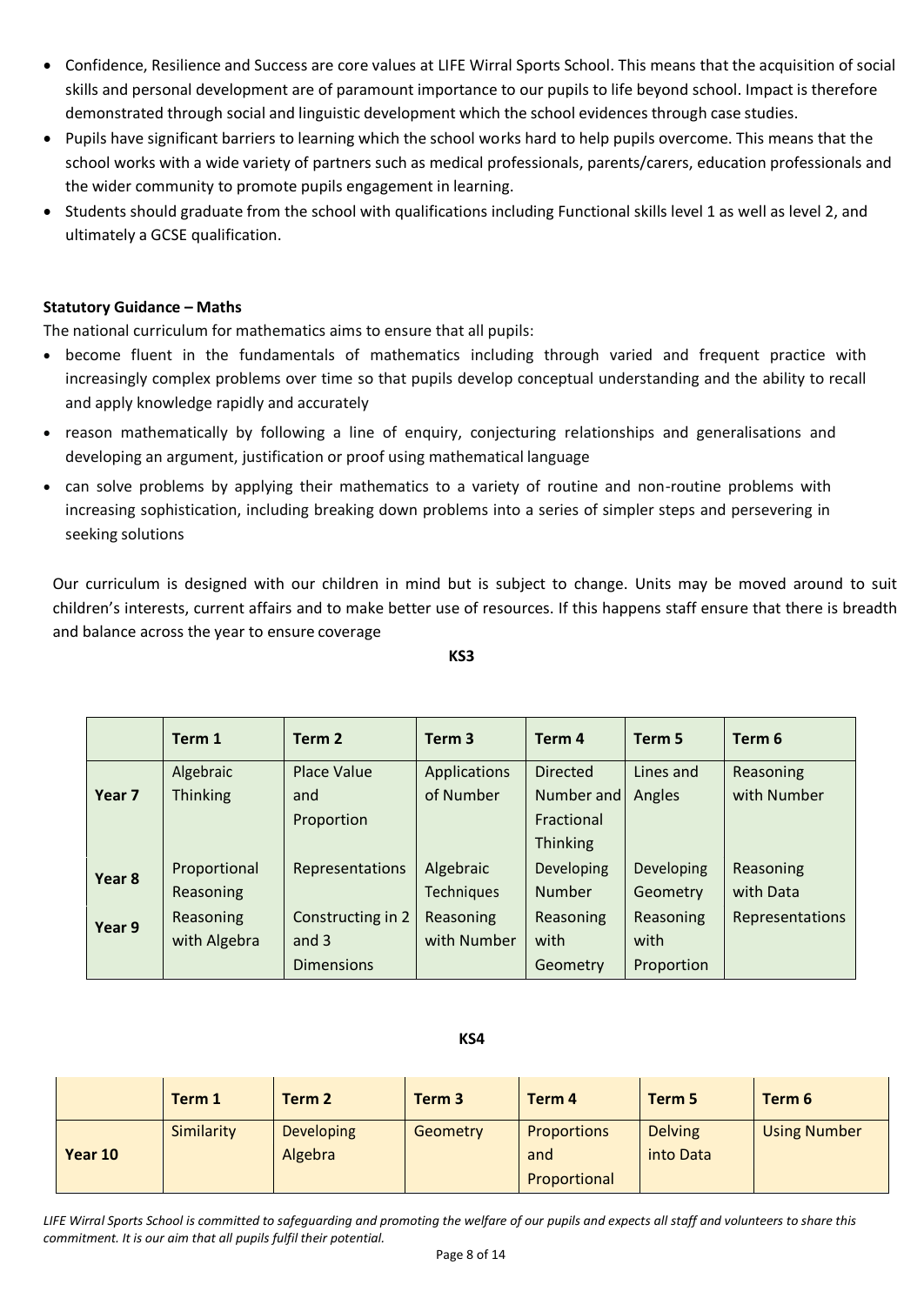- Confidence, Resilience and Success are core values at LIFE Wirral Sports School. This means that the acquisition of social skills and personal development are of paramount importance to our pupils to life beyond school. Impact is therefore demonstrated through social and linguistic development which the school evidences through case studies.
- Pupils have significant barriers to learning which the school works hard to help pupils overcome. This means that the school works with a wide variety of partners such as medical professionals, parents/carers, education professionals and the wider community to promote pupils engagement in learning.
- Students should graduate from the school with qualifications including Functional skills level 1 as well as level 2, and ultimately a GCSE qualification.

**Statutory Guidance – Maths**

The national curriculum for mathematics aims to ensure that all pupils:

- become fluent in the fundamentals of mathematics including through varied and frequent practice with increasingly complex problems over time so that pupils develop conceptual understanding and the ability to recall and apply knowledge rapidly and accurately
- reason mathematically by following a line of enquiry, conjecturing relationships and generalisations and developing an argument, justification or proof using mathematical language
- can solve problems by applying their mathematics to a variety of routine and non-routine problems with increasing sophistication, including breaking down problems into a series of simpler steps and persevering in seeking solutions

Our curriculum is designed with our children in mind but is subject to change. Units may be moved around to suit children's interests, current affairs and to make better use of resources. If this happens staff ensure that there is breadth and balance across the year to ensure coverage

**KS3**

| | Term 1 | Term 2 | Term 3 | Term 4 | Term 5 | Term 6 |
|---|---|---|---|---|---|---|
| Year 7 | Algebraic Thinking | Place Value and Proportion | Applications of Number | Directed Number and Fractional Thinking | Lines and Angles | Reasoning with Number |
| Year 8 | Proportional Reasoning | Representations | Algebraic Techniques | Developing Number | Developing Geometry | Reasoning with Data |
| Year 9 | Reasoning with Algebra | Constructing in 2 and 3 Dimensions | Reasoning with Number | Reasoning with Geometry | Reasoning with Proportion | Representations |

**KS4**

| | Term 1 | Term 2 | Term 3 | Term 4 | Term 5 | Term 6 |
|---|---|---|---|---|---|---|
| Year 10 | Similarity | Developing Algebra | Geometry | Proportions and Proportional | Delving into Data | Using Number |

*LIFE Wirral Sports School is committed to safeguarding and promoting the welfare of our pupils and expects all staff and volunteers to share this commitment. It is our aim that all pupils fulfil their potential.*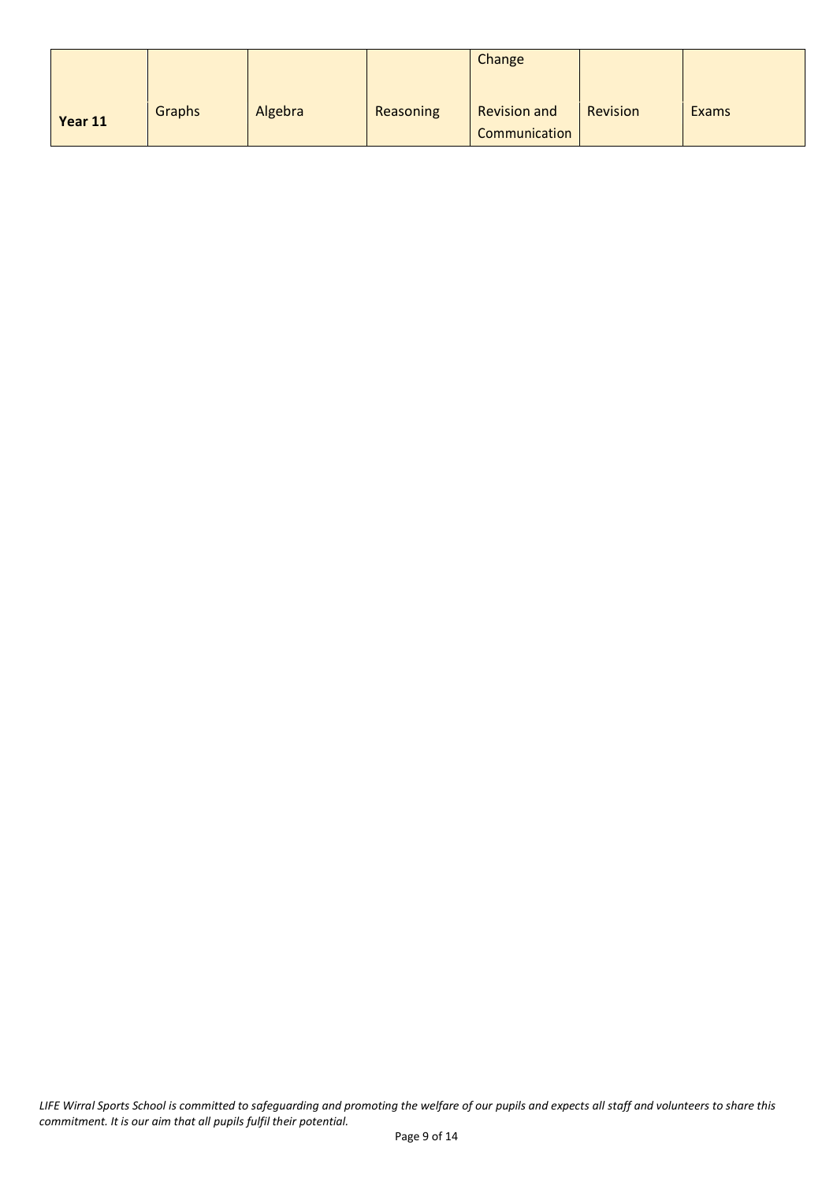| | | | | Change | | |
|---|---|---|---|---|---|---|
| **Year 11** | Graphs | Algebra | Reasoning | Revision and Communication | Revision | Exams |

*LIFE Wirral Sports School is committed to safeguarding and promoting the welfare of our pupils and expects all staff and volunteers to share this commitment. It is our aim that all pupils fulfil their potential.*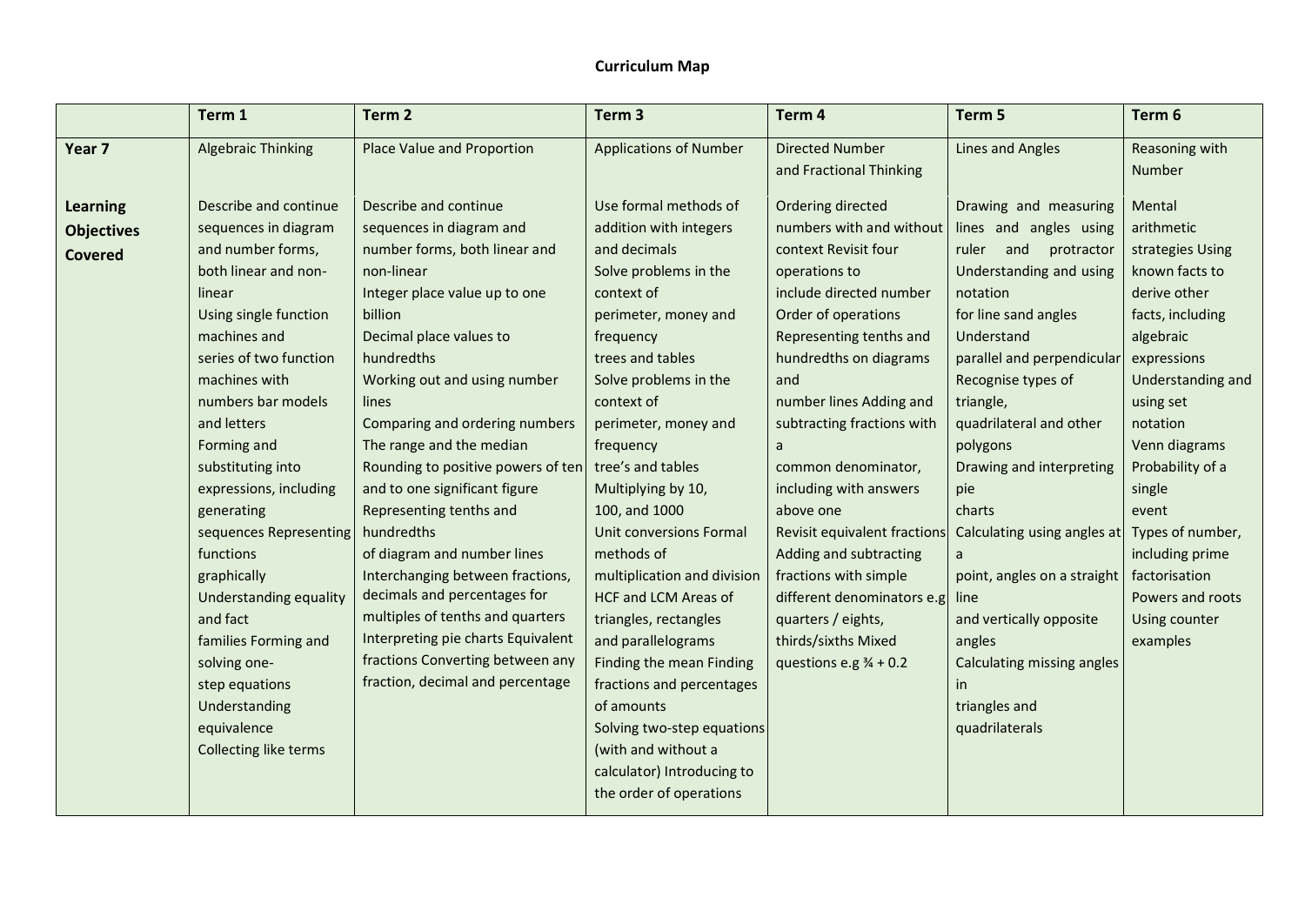**Curriculum Map**

| | Term 1 | Term 2 | Term 3 | Term 4 | Term 5 | Term 6 |
|---|---|---|---|---|---|---|
| **Year 7** | Algebraic Thinking | Place Value and Proportion | Applications of Number | Directed Number and Fractional Thinking | Lines and Angles | Reasoning with Number |
| **Learning Objectives Covered** | Describe and continue sequences in diagram and number forms, both linear and non-linear Using single function machines and series of two function machines with numbers bar models and letters Forming and substituting into expressions, including generating sequences Representing functions graphically Understanding equality and fact families Forming and solving one-step equations Understanding equivalence Collecting like terms | Describe and continue sequences in diagram and number forms, both linear and non-linear Integer place value up to one billion Decimal place values to hundredths Working out and using number lines Comparing and ordering numbers The range and the median Rounding to positive powers of ten and to one significant figure Representing tenths and hundredths of diagram and number lines Interchanging between fractions, decimals and percentages for multiples of tenths and quarters Interpreting pie charts Equivalent fractions Converting between any fraction, decimal and percentage | Use formal methods of addition with integers and decimals Solve problems in the context of perimeter, money and frequency trees and tables Solve problems in the context of perimeter, money and frequency tree's and tables Multiplying by 10, 100, and 1000 Unit conversions Formal methods of multiplication and division HCF and LCM Areas of triangles, rectangles and parallelograms Finding the mean Finding fractions and percentages of amounts Solving two-step equations (with and without a calculator) Introducing to the order of operations | Ordering directed numbers with and without context Revisit four operations to include directed number Order of operations Representing tenths and hundredths on diagrams and number lines Adding and subtracting fractions with a common denominator, including with answers above one Revisit equivalent fractions Adding and subtracting fractions with simple different denominators e.g quarters / eights, thirds/sixths Mixed questions e.g ¾ + 0.2 | Drawing and measuring lines and angles using ruler and protractor Understanding and using notation for line sand angles Understand parallel and perpendicular Recognise types of triangle, quadrilateral and other polygons Drawing and interpreting pie charts Calculating using angles at a point, angles on a straight line and vertically opposite angles Calculating missing angles in triangles and quadrilaterals | Mental arithmetic strategies Using known facts to derive other facts, including algebraic expressions Understanding and using set notation Venn diagrams Probability of a single event Types of number, including prime factorisation Powers and roots Using counter examples |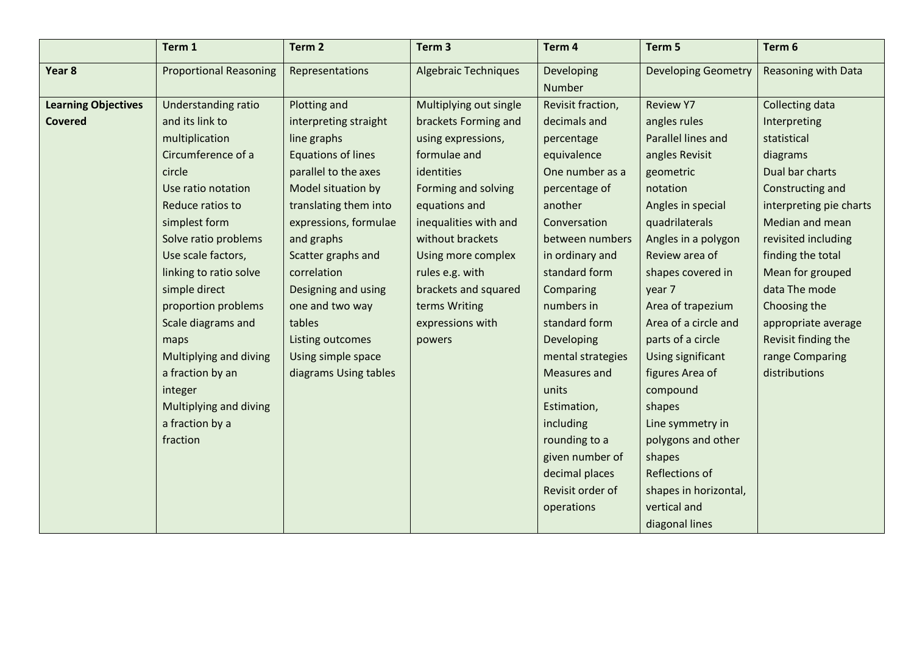| | Term 1 | Term 2 | Term 3 | Term 4 | Term 5 | Term 6 |
|---|---|---|---|---|---|---|
| **Year 8** | Proportional Reasoning | Representations | Algebraic Techniques | Developing Number | Developing Geometry | Reasoning with Data |
| **Learning Objectives Covered** | Understanding ratio and its link to multiplication<br>Circumference of a circle<br>Use ratio notation<br>Reduce ratios to simplest form<br>Solve ratio problems<br>Use scale factors, linking to ratio solve simple direct proportion problems<br>Scale diagrams and maps<br>Multiplying and diving a fraction by an integer<br>Multiplying and diving a fraction by a fraction | Plotting and interpreting straight line graphs<br>Equations of lines parallel to the axes<br>Model situation by translating them into expressions, formulae and graphs<br>Scatter graphs and correlation<br>Designing and using one and two way tables<br>Listing outcomes<br>Using simple space diagrams Using tables | Multiplying out single brackets Forming and using expressions, formulae and identities<br>Forming and solving equations and inequalities with and without brackets<br>Using more complex rules e.g. with brackets and squared terms Writing expressions with powers | Revisit fraction, decimals and percentage equivalence<br>One number as a percentage of another<br>Conversation between numbers in ordinary and standard form<br>Comparing numbers in standard form<br>Developing mental strategies<br>Measures and units<br>Estimation, including rounding to a given number of decimal places<br>Revisit order of operations | Review Y7 angles rules<br>Parallel lines and angles Revisit geometric notation<br>Angles in special quadrilaterals<br>Angles in a polygon<br>Review area of shapes covered in year 7<br>Area of trapezium<br>Area of a circle and parts of a circle<br>Using significant figures Area of compound shapes<br>Line symmetry in polygons and other shapes<br>Reflections of shapes in horizontal, vertical and diagonal lines | Collecting data<br>Interpreting statistical diagrams<br>Dual bar charts<br>Constructing and interpreting pie charts<br>Median and mean revisited including finding the total<br>Mean for grouped data The mode<br>Choosing the appropriate average<br>Revisit finding the range Comparing distributions |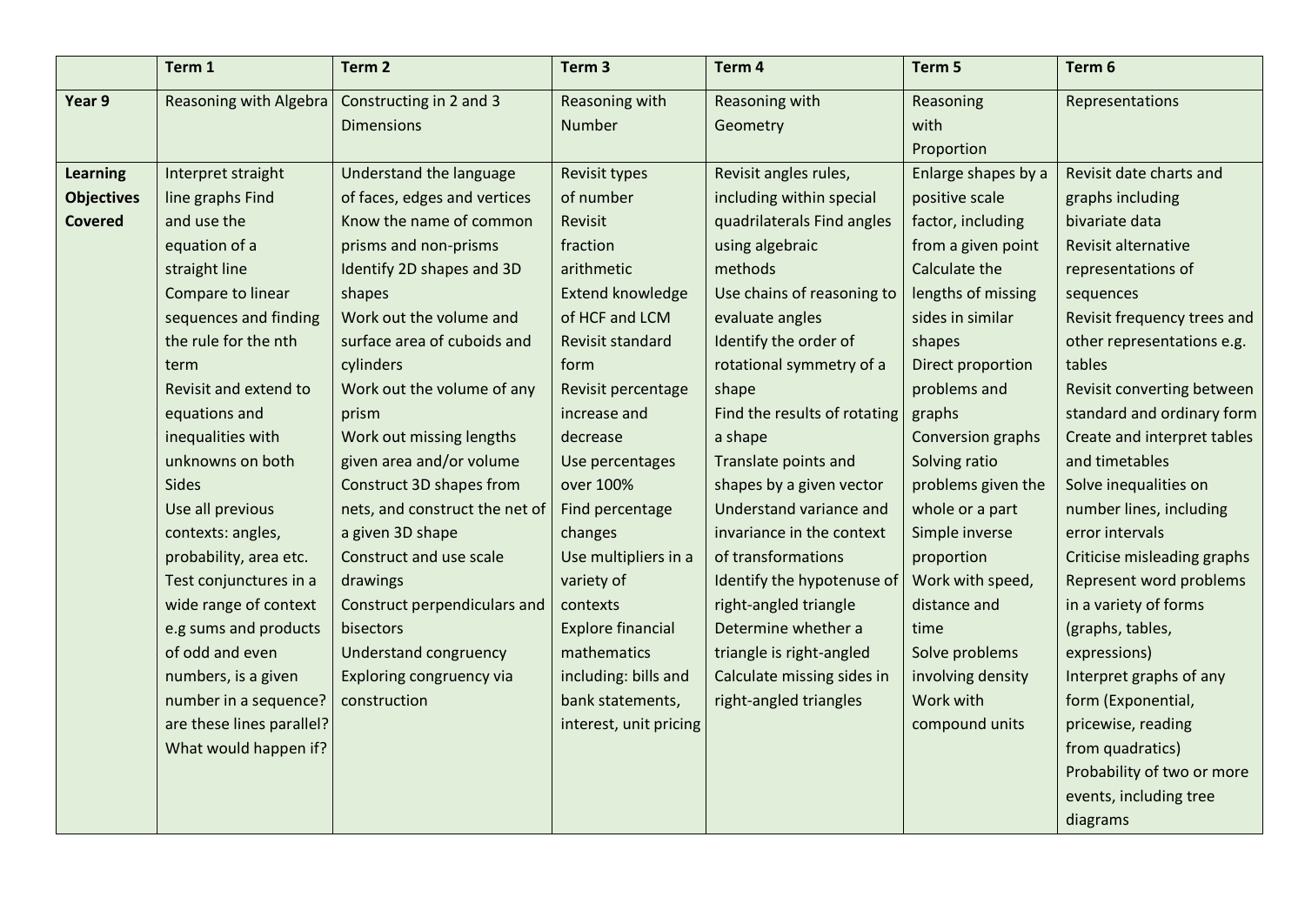| | Term 1 | Term 2 | Term 3 | Term 4 | Term 5 | Term 6 |
|---|---|---|---|---|---|---|
| **Year 9** | Reasoning with Algebra | Constructing in 2 and 3 Dimensions | Reasoning with Number | Reasoning with Geometry | Reasoning with Proportion | Representations |
| **Learning Objectives Covered** | Interpret straight line graphs Find and use the equation of a straight line<br>Compare to linear sequences and finding the rule for the nth term<br>Revisit and extend to equations and inequalities with unknowns on both Sides<br>Use all previous contexts: angles, probability, area etc.<br>Test conjunctures in a wide range of context e.g sums and products of odd and even numbers, is a given number in a sequence? are these lines parallel? What would happen if? | Understand the language of faces, edges and vertices<br>Know the name of common prisms and non-prisms<br>Identify 2D shapes and 3D shapes<br>Work out the volume and surface area of cuboids and cylinders<br>Work out the volume of any prism<br>Work out missing lengths given area and/or volume<br>Construct 3D shapes from nets, and construct the net of a given 3D shape<br>Construct and use scale drawings<br>Construct perpendiculars and bisectors<br>Understand congruency<br>Exploring congruency via construction | Revisit types of number<br>Revisit fraction arithmetic<br>Extend knowledge of HCF and LCM<br>Revisit standard form<br>Revisit percentage increase and decrease<br>Use percentages over 100%<br>Find percentage changes<br>Use multipliers in a variety of contexts<br>Explore financial mathematics including: bills and bank statements, interest, unit pricing | Revisit angles rules, including within special quadrilaterals Find angles using algebraic methods<br>Use chains of reasoning to evaluate angles<br>Identify the order of rotational symmetry of a shape<br>Find the results of rotating a shape<br>Translate points and shapes by a given vector<br>Understand variance and invariance in the context of transformations<br>Identify the hypotenuse of right-angled triangle<br>Determine whether a triangle is right-angled<br>Calculate missing sides in right-angled triangles | Enlarge shapes by a positive scale factor, including from a given point<br>Calculate the lengths of missing sides in similar shapes<br>Direct proportion problems and graphs<br>Conversion graphs<br>Solving ratio problems given the whole or a part<br>Simple inverse proportion<br>Work with speed, distance and time<br>Solve problems involving density<br>Work with compound units | Revisit date charts and graphs including bivariate data<br>Revisit alternative representations of sequences<br>Revisit frequency trees and other representations e.g. tables<br>Revisit converting between standard and ordinary form<br>Create and interpret tables and timetables<br>Solve inequalities on number lines, including error intervals<br>Criticise misleading graphs<br>Represent word problems in a variety of forms (graphs, tables, expressions)<br>Interpret graphs of any form (Exponential, pricewise, reading from quadratics)<br>Probability of two or more events, including tree diagrams |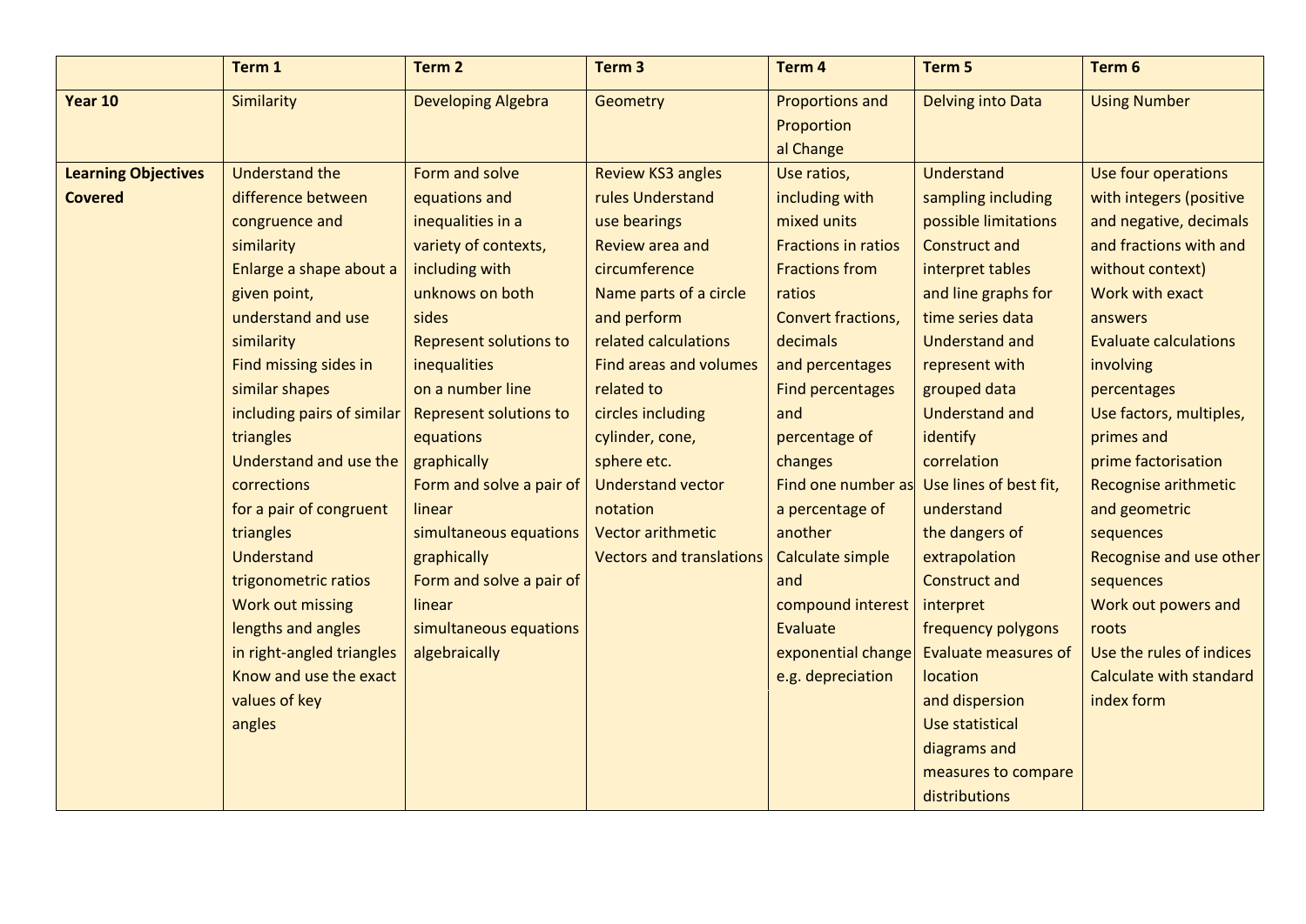| | Term 1 | Term 2 | Term 3 | Term 4 | Term 5 | Term 6 |
|---|---|---|---|---|---|---|
| **Year 10** | Similarity | Developing Algebra | Geometry | Proportions and Proportional Change | Delving into Data | Using Number |
| **Learning Objectives Covered** | Understand the difference between congruence and similarity<br>Enlarge a shape about a given point, understand and use similarity<br>Find missing sides in similar shapes including pairs of similar triangles<br>Understand and use the corrections for a pair of congruent triangles<br>Understand trigonometric ratios<br>Work out missing lengths and angles in right-angled triangles<br>Know and use the exact values of key angles | Form and solve equations and inequalities in a variety of contexts, including with unknows on both sides<br>Represent solutions to inequalities on a number line<br>Represent solutions to equations graphically<br>Form and solve a pair of linear simultaneous equations graphically<br>Form and solve a pair of linear simultaneous equations algebraically | Review KS3 angles rules Understand use bearings<br>Review area and circumference<br>Name parts of a circle and perform related calculations<br>Find areas and volumes related to circles including cylinder, cone, sphere etc.<br>Understand vector notation<br>Vector arithmetic<br>Vectors and translations | Use ratios, including with mixed units<br>Fractions in ratios<br>Fractions from ratios<br>Convert fractions, decimals and percentages<br>Find percentages and percentage of changes<br>Find one number as a percentage of another<br>Calculate simple and compound interest<br>Evaluate exponential change e.g. depreciation | Understand sampling including possible limitations<br>Construct and interpret tables and line graphs for time series data<br>Understand and represent with grouped data<br>Understand and identify correlation<br>Use lines of best fit, understand the dangers of extrapolation<br>Construct and interpret frequency polygons<br>Evaluate measures of location and dispersion<br>Use statistical diagrams and measures to compare distributions | Use four operations with integers (positive and negative, decimals and fractions with and without context)<br>Work with exact answers<br>Evaluate calculations involving percentages<br>Use factors, multiples, primes and prime factorisation<br>Recognise arithmetic and geometric sequences<br>Recognise and use other sequences<br>Work out powers and roots<br>Use the rules of indices<br>Calculate with standard index form |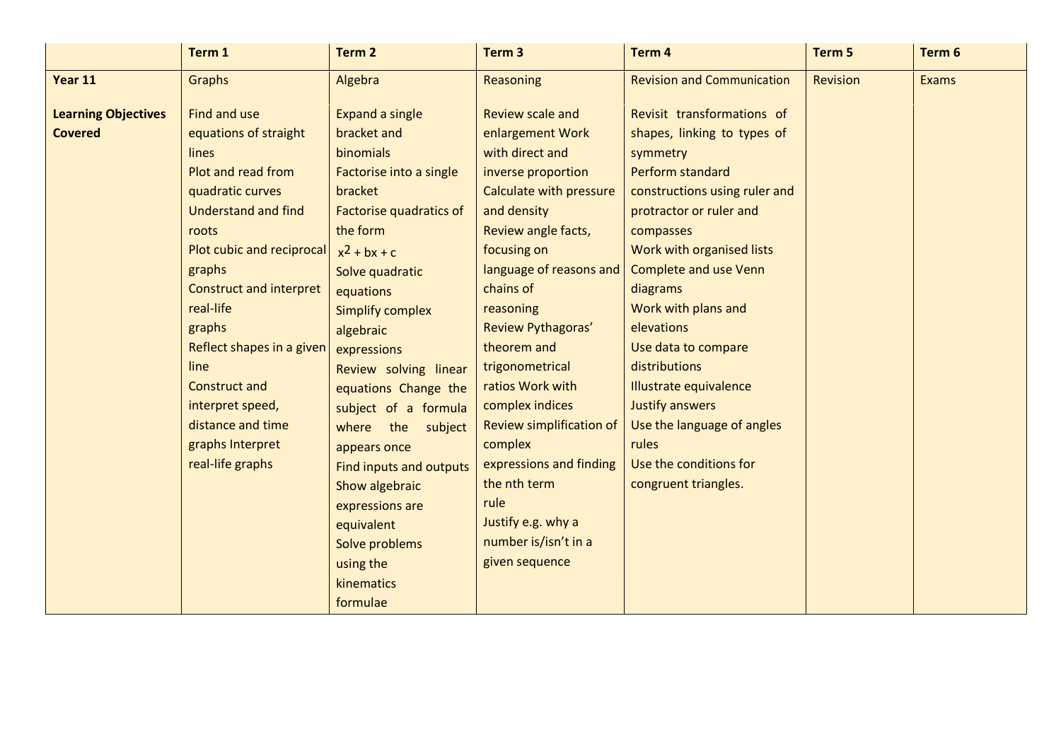| | Term 1 | Term 2 | Term 3 | Term 4 | Term 5 | Term 6 |
|---|---|---|---|---|---|---|
| **Year 11** | Graphs | Algebra | Reasoning | Revision and Communication | Revision | Exams |
| **Learning Objectives Covered** | Find and use equations of straight lines<br>Plot and read from quadratic curves<br>Understand and find roots<br>Plot cubic and reciprocal graphs<br>Construct and interpret real-life graphs<br>Reflect shapes in a given line<br>Construct and interpret speed, distance and time graphs Interpret real-life graphs | Expand a single bracket and binomials<br>Factorise into a single bracket<br>Factorise quadratics of the form $x^2 + bx + c$<br>Solve quadratic equations<br>Simplify complex algebraic expressions<br>Review solving linear equations Change the subject of a formula where the subject appears once<br>Find inputs and outputs<br>Show algebraic expressions are equivalent<br>Solve problems using the kinematics formulae | Review scale and enlargement Work with direct and inverse proportion<br>Calculate with pressure and density<br>Review angle facts, focusing on language of reasons and chains of reasoning<br>Review Pythagoras' theorem and trigonometrical ratios Work with complex indices<br>Review simplification of complex expressions and finding the nth term rule<br>Justify e.g. why a number is/isn't in a given sequence | Revisit transformations of shapes, linking to types of symmetry<br>Perform standard constructions using ruler and protractor or ruler and compasses<br>Work with organised lists<br>Complete and use Venn diagrams<br>Work with plans and elevations<br>Use data to compare distributions<br>Illustrate equivalence<br>Justify answers<br>Use the language of angles rules<br>Use the conditions for congruent triangles. | | |